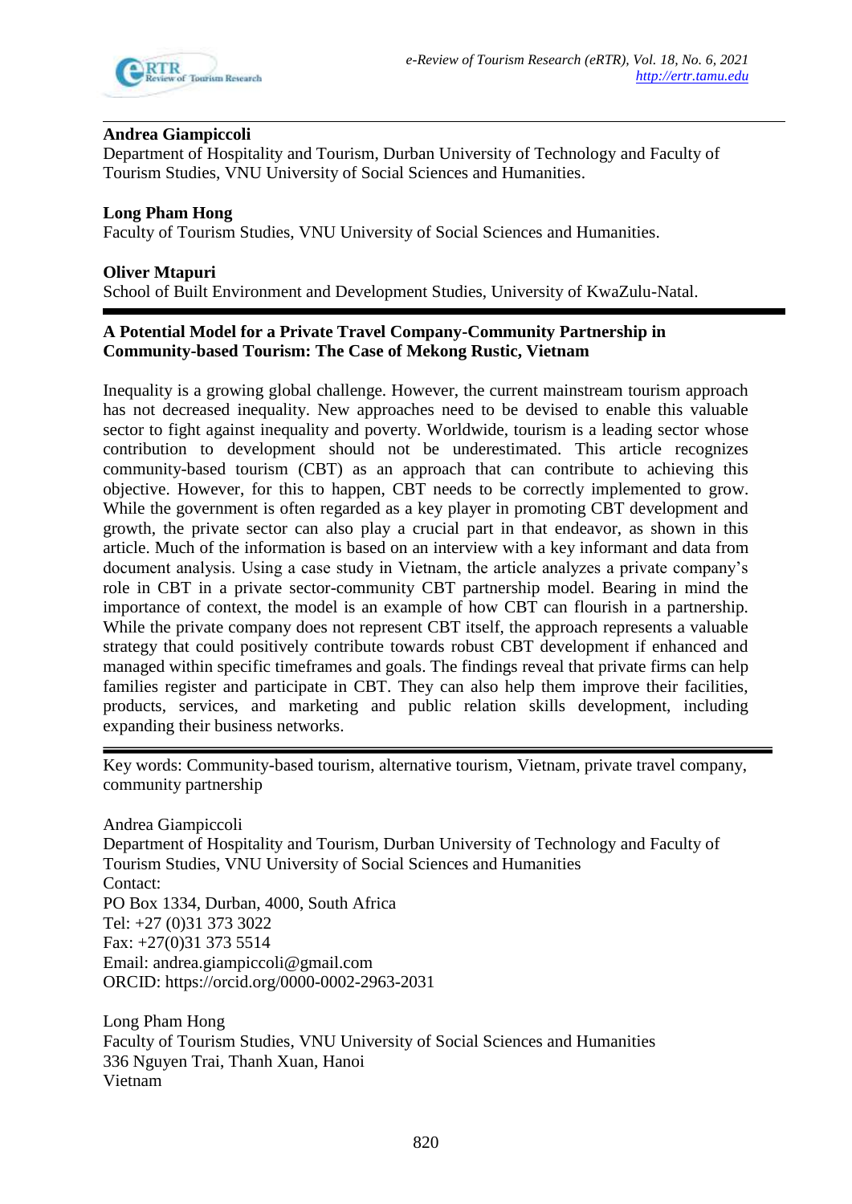**Andrea Giampiccoli**
Department of Hospitality and Tourism, Durban University of Technology and Faculty of Tourism Studies, VNU University of Social Sciences and Humanities.

**Long Pham Hong**
Faculty of Tourism Studies, VNU University of Social Sciences and Humanities.

**Oliver Mtapuri**
School of Built Environment and Development Studies, University of KwaZulu-Natal.

# A Potential Model for a Private Travel Company-Community Partnership in Community-based Tourism: The Case of Mekong Rustic, Vietnam

Inequality is a growing global challenge. However, the current mainstream tourism approach has not decreased inequality. New approaches need to be devised to enable this valuable sector to fight against inequality and poverty. Worldwide, tourism is a leading sector whose contribution to development should not be underestimated. This article recognizes community-based tourism (CBT) as an approach that can contribute to achieving this objective. However, for this to happen, CBT needs to be correctly implemented to grow. While the government is often regarded as a key player in promoting CBT development and growth, the private sector can also play a crucial part in that endeavor, as shown in this article. Much of the information is based on an interview with a key informant and data from document analysis. Using a case study in Vietnam, the article analyzes a private company's role in CBT in a private sector-community CBT partnership model. Bearing in mind the importance of context, the model is an example of how CBT can flourish in a partnership. While the private company does not represent CBT itself, the approach represents a valuable strategy that could positively contribute towards robust CBT development if enhanced and managed within specific timeframes and goals. The findings reveal that private firms can help families register and participate in CBT. They can also help them improve their facilities, products, services, and marketing and public relation skills development, including expanding their business networks.

---

Key words: Community-based tourism, alternative tourism, Vietnam, private travel company, community partnership

Andrea Giampiccoli
Department of Hospitality and Tourism, Durban University of Technology and Faculty of Tourism Studies, VNU University of Social Sciences and Humanities
Contact:
PO Box 1334, Durban, 4000, South Africa
Tel: +27 (0)31 373 3022
Fax: +27(0)31 373 5514
Email: andrea.giampiccoli@gmail.com
ORCID: https://orcid.org/0000-0002-2963-2031

Long Pham Hong
Faculty of Tourism Studies, VNU University of Social Sciences and Humanities
336 Nguyen Trai, Thanh Xuan, Hanoi
Vietnam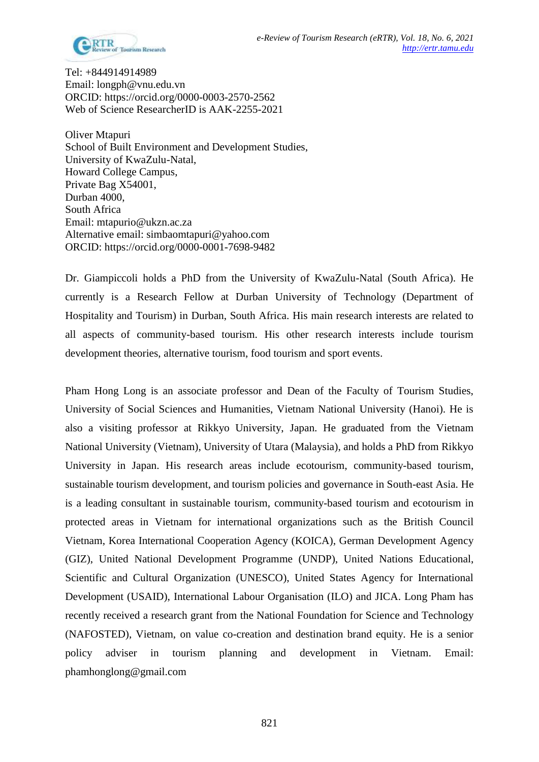Tel: +844914914989
Email: longph@vnu.edu.vn
ORCID: https://orcid.org/0000-0003-2570-2562
Web of Science ResearcherID is AAK-2255-2021

Oliver Mtapuri
School of Built Environment and Development Studies,
University of KwaZulu-Natal,
Howard College Campus,
Private Bag X54001,
Durban 4000,
South Africa
Email: mtapurio@ukzn.ac.za
Alternative email: simbaomtapuri@yahoo.com
ORCID: https://orcid.org/0000-0001-7698-9482

Dr. Giampiccoli holds a PhD from the University of KwaZulu-Natal (South Africa). He currently is a Research Fellow at Durban University of Technology (Department of Hospitality and Tourism) in Durban, South Africa. His main research interests are related to all aspects of community-based tourism. His other research interests include tourism development theories, alternative tourism, food tourism and sport events.

Pham Hong Long is an associate professor and Dean of the Faculty of Tourism Studies, University of Social Sciences and Humanities, Vietnam National University (Hanoi). He is also a visiting professor at Rikkyo University, Japan. He graduated from the Vietnam National University (Vietnam), University of Utara (Malaysia), and holds a PhD from Rikkyo University in Japan. His research areas include ecotourism, community-based tourism, sustainable tourism development, and tourism policies and governance in South-east Asia. He is a leading consultant in sustainable tourism, community-based tourism and ecotourism in protected areas in Vietnam for international organizations such as the British Council Vietnam, Korea International Cooperation Agency (KOICA), German Development Agency (GIZ), United National Development Programme (UNDP), United Nations Educational, Scientific and Cultural Organization (UNESCO), United States Agency for International Development (USAID), International Labour Organisation (ILO) and JICA. Long Pham has recently received a research grant from the National Foundation for Science and Technology (NAFOSTED), Vietnam, on value co-creation and destination brand equity. He is a senior policy adviser in tourism planning and development in Vietnam. Email: phamhonglong@gmail.com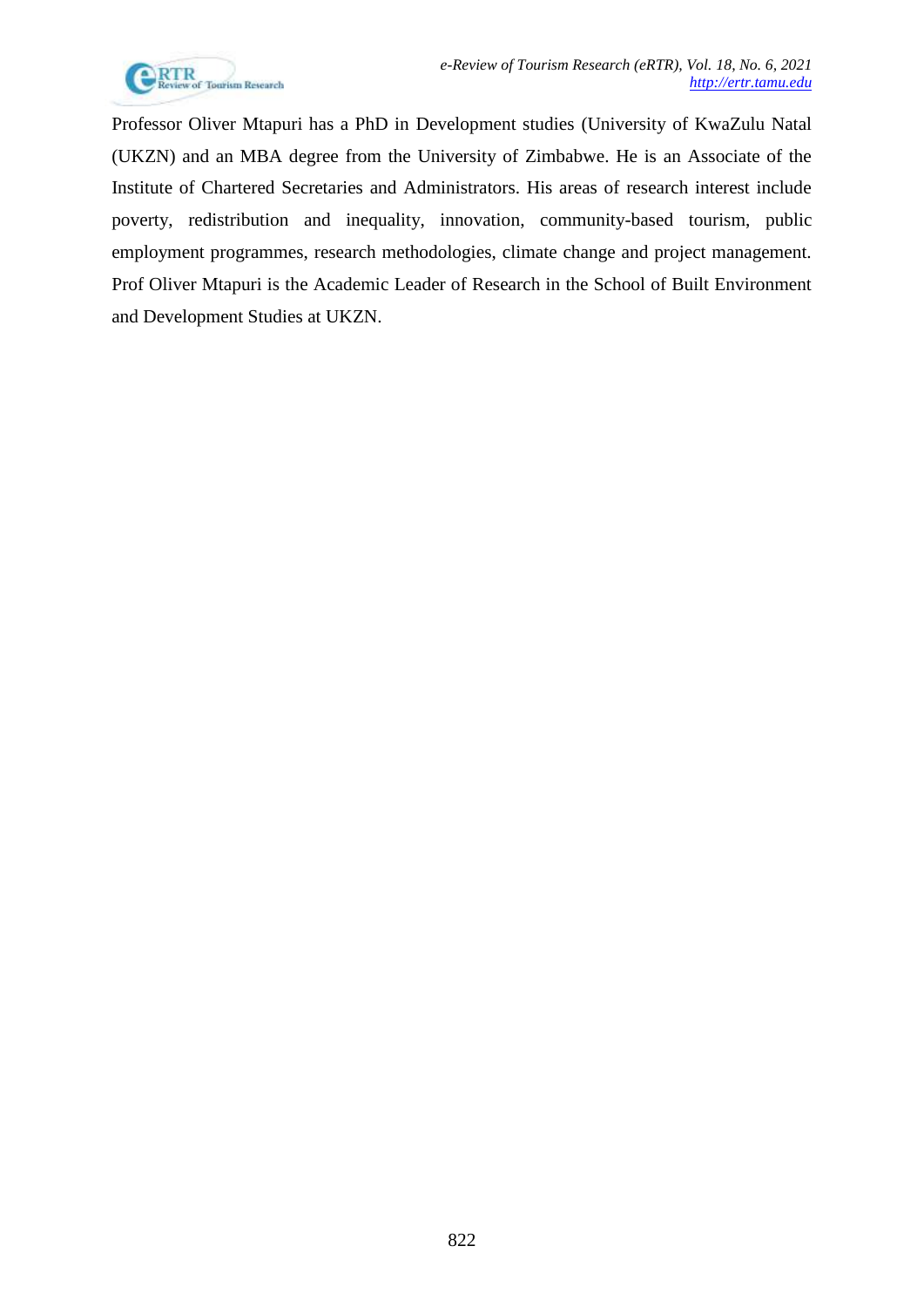Professor Oliver Mtapuri has a PhD in Development studies (University of KwaZulu Natal (UKZN) and an MBA degree from the University of Zimbabwe. He is an Associate of the Institute of Chartered Secretaries and Administrators. His areas of research interest include poverty, redistribution and inequality, innovation, community-based tourism, public employment programmes, research methodologies, climate change and project management. Prof Oliver Mtapuri is the Academic Leader of Research in the School of Built Environment and Development Studies at UKZN.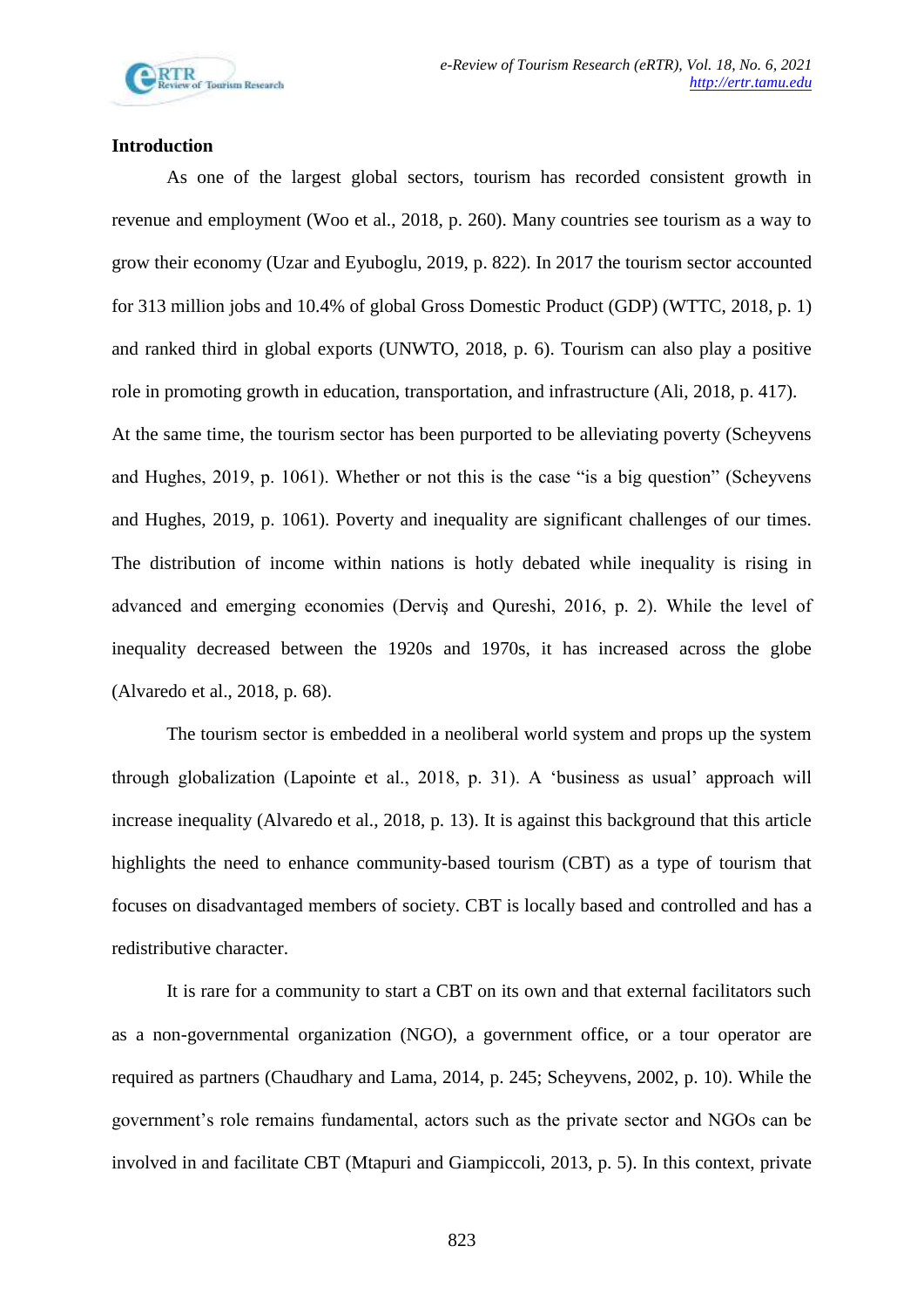**Introduction**

As one of the largest global sectors, tourism has recorded consistent growth in revenue and employment (Woo et al., 2018, p. 260). Many countries see tourism as a way to grow their economy (Uzar and Eyuboglu, 2019, p. 822). In 2017 the tourism sector accounted for 313 million jobs and 10.4% of global Gross Domestic Product (GDP) (WTTC, 2018, p. 1) and ranked third in global exports (UNWTO, 2018, p. 6). Tourism can also play a positive role in promoting growth in education, transportation, and infrastructure (Ali, 2018, p. 417). At the same time, the tourism sector has been purported to be alleviating poverty (Scheyvens and Hughes, 2019, p. 1061). Whether or not this is the case "is a big question" (Scheyvens and Hughes, 2019, p. 1061). Poverty and inequality are significant challenges of our times. The distribution of income within nations is hotly debated while inequality is rising in advanced and emerging economies (Derviş and Qureshi, 2016, p. 2). While the level of inequality decreased between the 1920s and 1970s, it has increased across the globe (Alvaredo et al., 2018, p. 68).

The tourism sector is embedded in a neoliberal world system and props up the system through globalization (Lapointe et al., 2018, p. 31). A 'business as usual' approach will increase inequality (Alvaredo et al., 2018, p. 13). It is against this background that this article highlights the need to enhance community-based tourism (CBT) as a type of tourism that focuses on disadvantaged members of society. CBT is locally based and controlled and has a redistributive character.

It is rare for a community to start a CBT on its own and that external facilitators such as a non-governmental organization (NGO), a government office, or a tour operator are required as partners (Chaudhary and Lama, 2014, p. 245; Scheyvens, 2002, p. 10). While the government's role remains fundamental, actors such as the private sector and NGOs can be involved in and facilitate CBT (Mtapuri and Giampiccoli, 2013, p. 5). In this context, private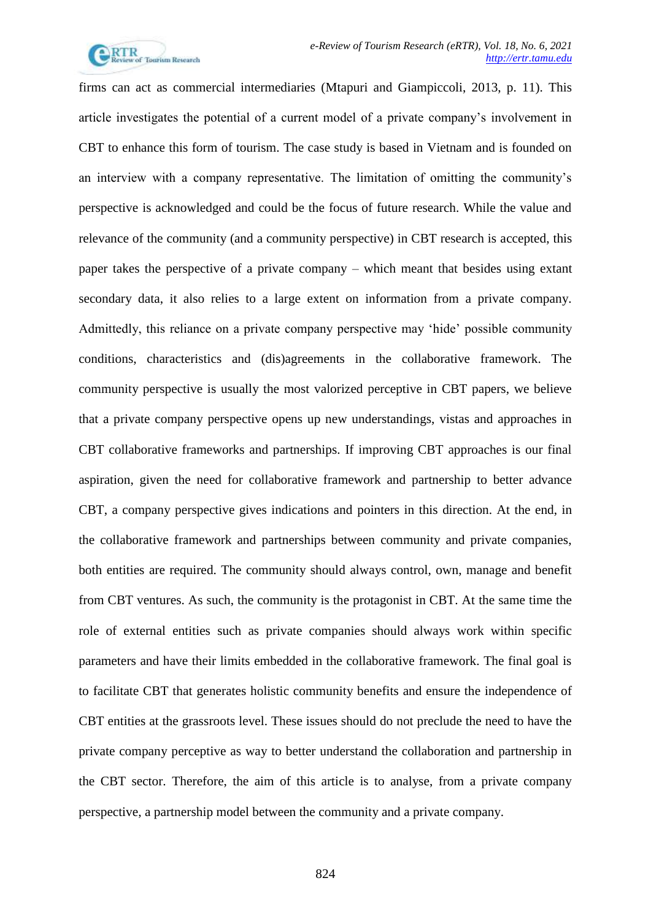firms can act as commercial intermediaries (Mtapuri and Giampiccoli, 2013, p. 11). This article investigates the potential of a current model of a private company's involvement in CBT to enhance this form of tourism. The case study is based in Vietnam and is founded on an interview with a company representative. The limitation of omitting the community's perspective is acknowledged and could be the focus of future research. While the value and relevance of the community (and a community perspective) in CBT research is accepted, this paper takes the perspective of a private company – which meant that besides using extant secondary data, it also relies to a large extent on information from a private company. Admittedly, this reliance on a private company perspective may 'hide' possible community conditions, characteristics and (dis)agreements in the collaborative framework. The community perspective is usually the most valorized perceptive in CBT papers, we believe that a private company perspective opens up new understandings, vistas and approaches in CBT collaborative frameworks and partnerships. If improving CBT approaches is our final aspiration, given the need for collaborative framework and partnership to better advance CBT, a company perspective gives indications and pointers in this direction. At the end, in the collaborative framework and partnerships between community and private companies, both entities are required. The community should always control, own, manage and benefit from CBT ventures. As such, the community is the protagonist in CBT. At the same time the role of external entities such as private companies should always work within specific parameters and have their limits embedded in the collaborative framework. The final goal is to facilitate CBT that generates holistic community benefits and ensure the independence of CBT entities at the grassroots level. These issues should do not preclude the need to have the private company perceptive as way to better understand the collaboration and partnership in the CBT sector. Therefore, the aim of this article is to analyse, from a private company perspective, a partnership model between the community and a private company.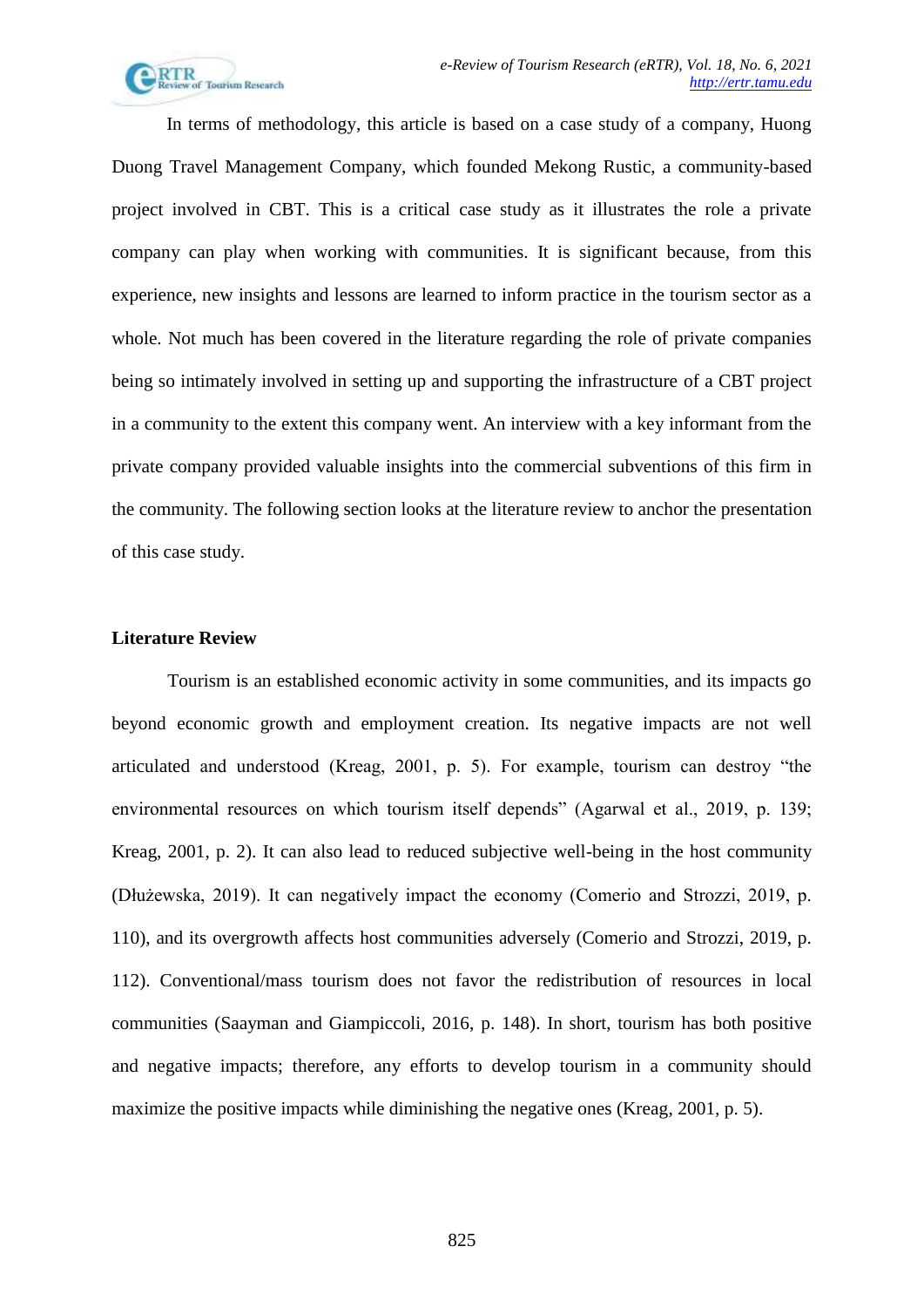In terms of methodology, this article is based on a case study of a company, Huong Duong Travel Management Company, which founded Mekong Rustic, a community-based project involved in CBT. This is a critical case study as it illustrates the role a private company can play when working with communities. It is significant because, from this experience, new insights and lessons are learned to inform practice in the tourism sector as a whole. Not much has been covered in the literature regarding the role of private companies being so intimately involved in setting up and supporting the infrastructure of a CBT project in a community to the extent this company went. An interview with a key informant from the private company provided valuable insights into the commercial subventions of this firm in the community. The following section looks at the literature review to anchor the presentation of this case study.

## Literature Review

Tourism is an established economic activity in some communities, and its impacts go beyond economic growth and employment creation. Its negative impacts are not well articulated and understood (Kreag, 2001, p. 5). For example, tourism can destroy "the environmental resources on which tourism itself depends" (Agarwal et al., 2019, p. 139; Kreag, 2001, p. 2). It can also lead to reduced subjective well-being in the host community (Dłużewska, 2019). It can negatively impact the economy (Comerio and Strozzi, 2019, p. 110), and its overgrowth affects host communities adversely (Comerio and Strozzi, 2019, p. 112). Conventional/mass tourism does not favor the redistribution of resources in local communities (Saayman and Giampiccoli, 2016, p. 148). In short, tourism has both positive and negative impacts; therefore, any efforts to develop tourism in a community should maximize the positive impacts while diminishing the negative ones (Kreag, 2001, p. 5).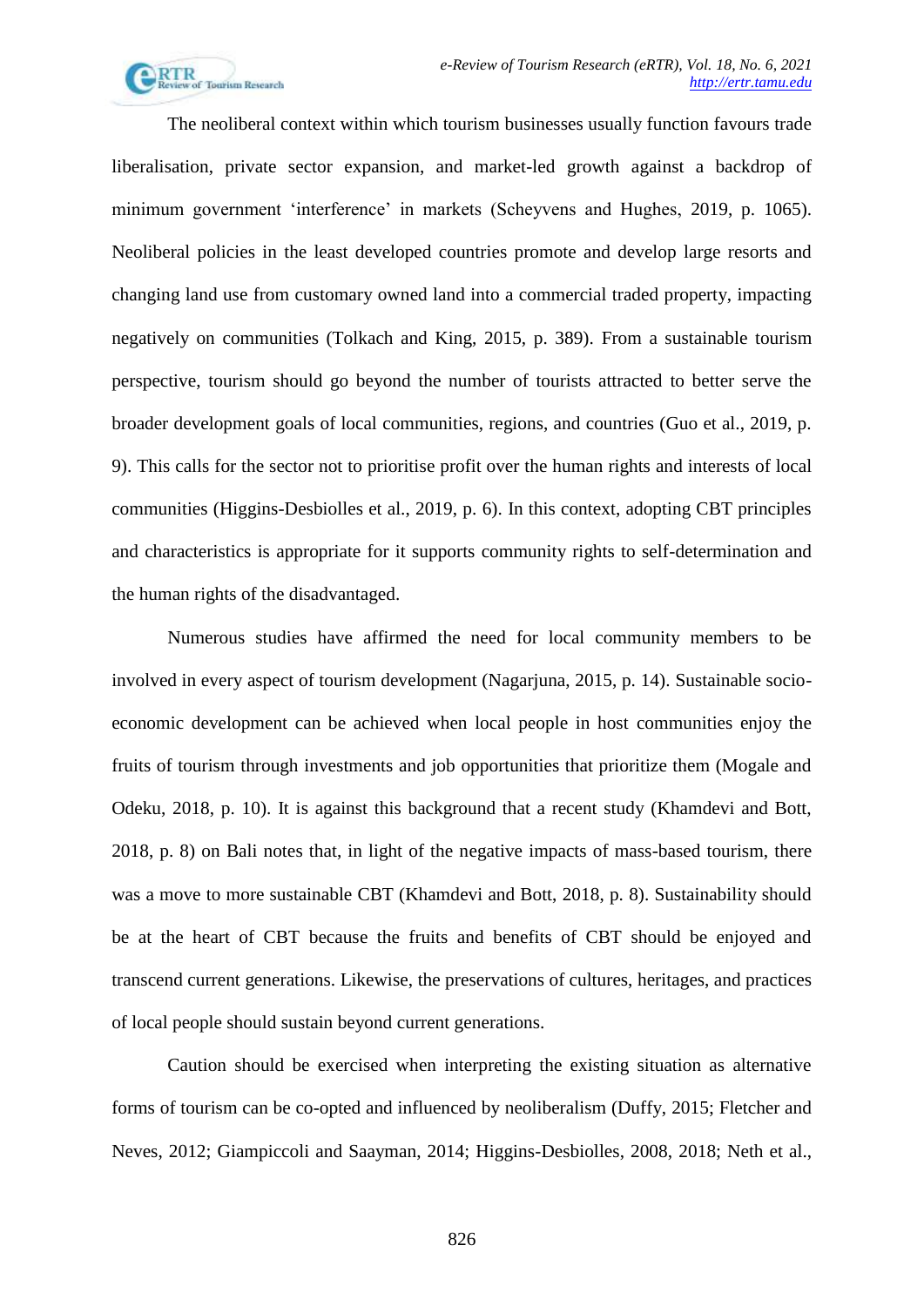The neoliberal context within which tourism businesses usually function favours trade liberalisation, private sector expansion, and market-led growth against a backdrop of minimum government 'interference' in markets (Scheyvens and Hughes, 2019, p. 1065). Neoliberal policies in the least developed countries promote and develop large resorts and changing land use from customary owned land into a commercial traded property, impacting negatively on communities (Tolkach and King, 2015, p. 389). From a sustainable tourism perspective, tourism should go beyond the number of tourists attracted to better serve the broader development goals of local communities, regions, and countries (Guo et al., 2019, p. 9). This calls for the sector not to prioritise profit over the human rights and interests of local communities (Higgins-Desbiolles et al., 2019, p. 6). In this context, adopting CBT principles and characteristics is appropriate for it supports community rights to self-determination and the human rights of the disadvantaged.

Numerous studies have affirmed the need for local community members to be involved in every aspect of tourism development (Nagarjuna, 2015, p. 14). Sustainable socio-economic development can be achieved when local people in host communities enjoy the fruits of tourism through investments and job opportunities that prioritize them (Mogale and Odeku, 2018, p. 10). It is against this background that a recent study (Khamdevi and Bott, 2018, p. 8) on Bali notes that, in light of the negative impacts of mass-based tourism, there was a move to more sustainable CBT (Khamdevi and Bott, 2018, p. 8). Sustainability should be at the heart of CBT because the fruits and benefits of CBT should be enjoyed and transcend current generations. Likewise, the preservations of cultures, heritages, and practices of local people should sustain beyond current generations.

Caution should be exercised when interpreting the existing situation as alternative forms of tourism can be co-opted and influenced by neoliberalism (Duffy, 2015; Fletcher and Neves, 2012; Giampiccoli and Saayman, 2014; Higgins-Desbiolles, 2008, 2018; Neth et al.,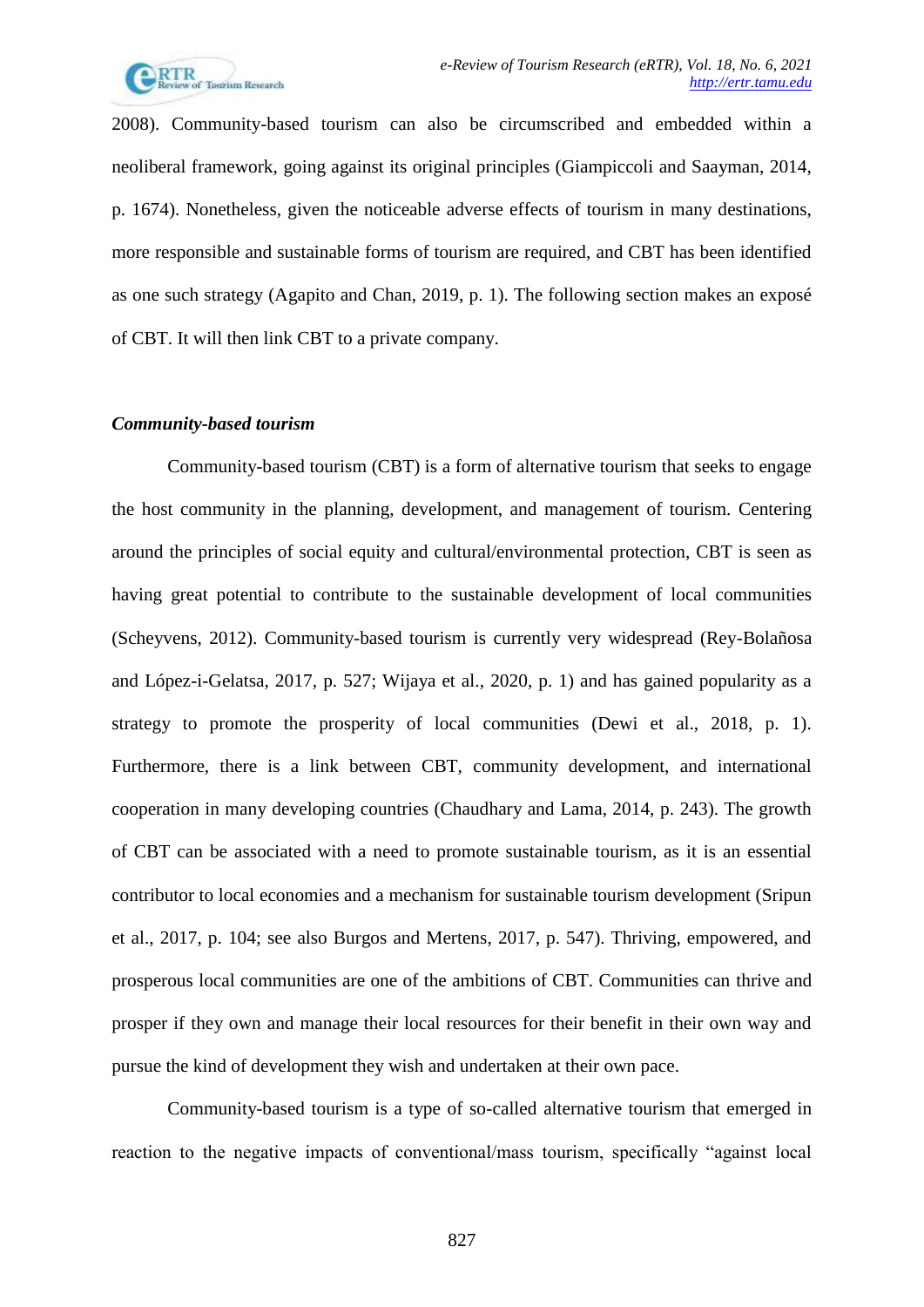2008). Community-based tourism can also be circumscribed and embedded within a neoliberal framework, going against its original principles (Giampiccoli and Saayman, 2014, p. 1674). Nonetheless, given the noticeable adverse effects of tourism in many destinations, more responsible and sustainable forms of tourism are required, and CBT has been identified as one such strategy (Agapito and Chan, 2019, p. 1). The following section makes an exposé of CBT. It will then link CBT to a private company.

### *Community-based tourism*

Community-based tourism (CBT) is a form of alternative tourism that seeks to engage the host community in the planning, development, and management of tourism. Centering around the principles of social equity and cultural/environmental protection, CBT is seen as having great potential to contribute to the sustainable development of local communities (Scheyvens, 2012). Community-based tourism is currently very widespread (Rey-Bolañosa and López-i-Gelatsa, 2017, p. 527; Wijaya et al., 2020, p. 1) and has gained popularity as a strategy to promote the prosperity of local communities (Dewi et al., 2018, p. 1). Furthermore, there is a link between CBT, community development, and international cooperation in many developing countries (Chaudhary and Lama, 2014, p. 243). The growth of CBT can be associated with a need to promote sustainable tourism, as it is an essential contributor to local economies and a mechanism for sustainable tourism development (Sripun et al., 2017, p. 104; see also Burgos and Mertens, 2017, p. 547). Thriving, empowered, and prosperous local communities are one of the ambitions of CBT. Communities can thrive and prosper if they own and manage their local resources for their benefit in their own way and pursue the kind of development they wish and undertaken at their own pace.

Community-based tourism is a type of so-called alternative tourism that emerged in reaction to the negative impacts of conventional/mass tourism, specifically "against local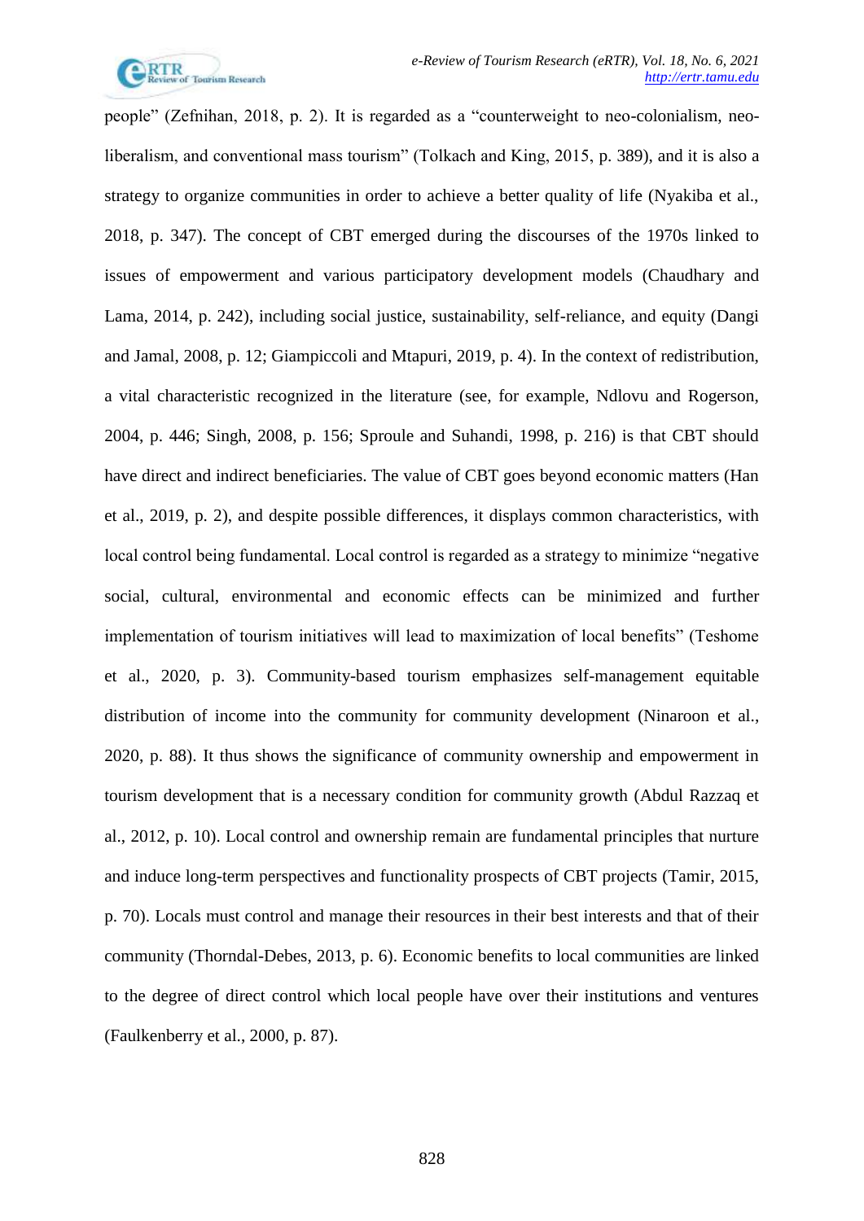people" (Zefnihan, 2018, p. 2). It is regarded as a "counterweight to neo-colonialism, neo-liberalism, and conventional mass tourism" (Tolkach and King, 2015, p. 389), and it is also a strategy to organize communities in order to achieve a better quality of life (Nyakiba et al., 2018, p. 347). The concept of CBT emerged during the discourses of the 1970s linked to issues of empowerment and various participatory development models (Chaudhary and Lama, 2014, p. 242), including social justice, sustainability, self-reliance, and equity (Dangi and Jamal, 2008, p. 12; Giampiccoli and Mtapuri, 2019, p. 4). In the context of redistribution, a vital characteristic recognized in the literature (see, for example, Ndlovu and Rogerson, 2004, p. 446; Singh, 2008, p. 156; Sproule and Suhandi, 1998, p. 216) is that CBT should have direct and indirect beneficiaries. The value of CBT goes beyond economic matters (Han et al., 2019, p. 2), and despite possible differences, it displays common characteristics, with local control being fundamental. Local control is regarded as a strategy to minimize "negative social, cultural, environmental and economic effects can be minimized and further implementation of tourism initiatives will lead to maximization of local benefits" (Teshome et al., 2020, p. 3). Community-based tourism emphasizes self-management equitable distribution of income into the community for community development (Ninaroon et al., 2020, p. 88). It thus shows the significance of community ownership and empowerment in tourism development that is a necessary condition for community growth (Abdul Razzaq et al., 2012, p. 10). Local control and ownership remain are fundamental principles that nurture and induce long-term perspectives and functionality prospects of CBT projects (Tamir, 2015, p. 70). Locals must control and manage their resources in their best interests and that of their community (Thorndal-Debes, 2013, p. 6). Economic benefits to local communities are linked to the degree of direct control which local people have over their institutions and ventures (Faulkenberry et al., 2000, p. 87).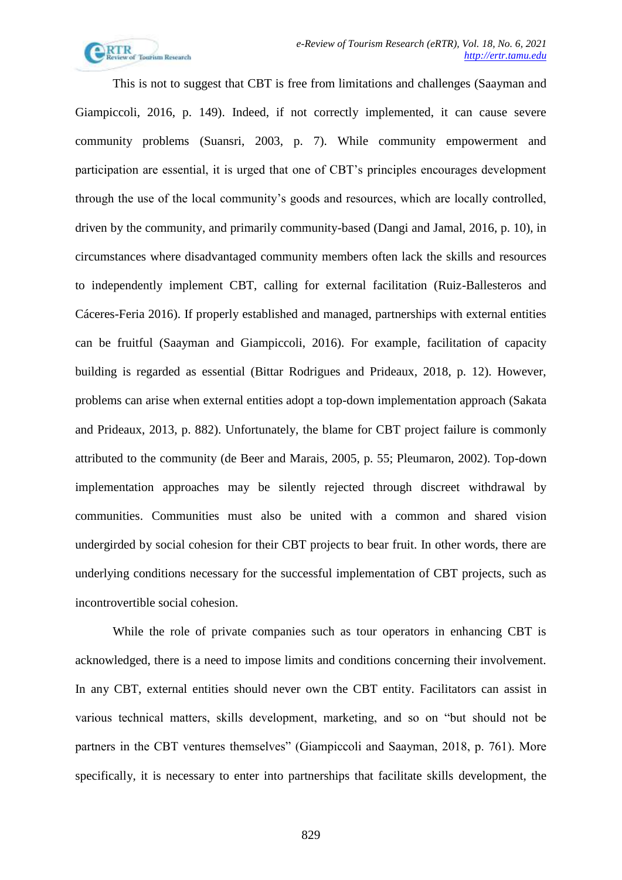This is not to suggest that CBT is free from limitations and challenges (Saayman and Giampiccoli, 2016, p. 149). Indeed, if not correctly implemented, it can cause severe community problems (Suansri, 2003, p. 7). While community empowerment and participation are essential, it is urged that one of CBT's principles encourages development through the use of the local community's goods and resources, which are locally controlled, driven by the community, and primarily community-based (Dangi and Jamal, 2016, p. 10), in circumstances where disadvantaged community members often lack the skills and resources to independently implement CBT, calling for external facilitation (Ruiz-Ballesteros and Cáceres-Feria 2016). If properly established and managed, partnerships with external entities can be fruitful (Saayman and Giampiccoli, 2016). For example, facilitation of capacity building is regarded as essential (Bittar Rodrigues and Prideaux, 2018, p. 12). However, problems can arise when external entities adopt a top-down implementation approach (Sakata and Prideaux, 2013, p. 882). Unfortunately, the blame for CBT project failure is commonly attributed to the community (de Beer and Marais, 2005, p. 55; Pleumaron, 2002). Top-down implementation approaches may be silently rejected through discreet withdrawal by communities. Communities must also be united with a common and shared vision undergirded by social cohesion for their CBT projects to bear fruit. In other words, there are underlying conditions necessary for the successful implementation of CBT projects, such as incontrovertible social cohesion.

While the role of private companies such as tour operators in enhancing CBT is acknowledged, there is a need to impose limits and conditions concerning their involvement. In any CBT, external entities should never own the CBT entity. Facilitators can assist in various technical matters, skills development, marketing, and so on "but should not be partners in the CBT ventures themselves" (Giampiccoli and Saayman, 2018, p. 761). More specifically, it is necessary to enter into partnerships that facilitate skills development, the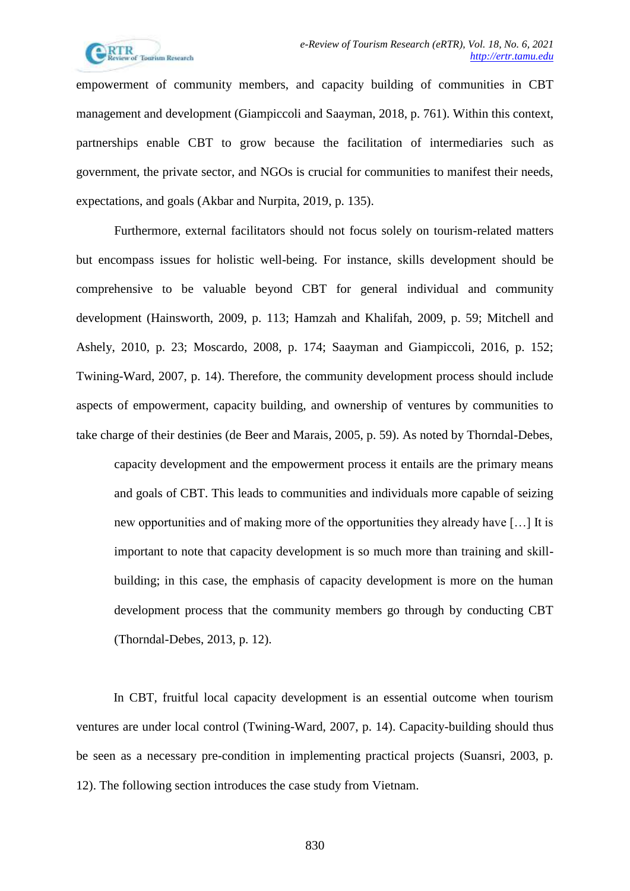empowerment of community members, and capacity building of communities in CBT management and development (Giampiccoli and Saayman, 2018, p. 761). Within this context, partnerships enable CBT to grow because the facilitation of intermediaries such as government, the private sector, and NGOs is crucial for communities to manifest their needs, expectations, and goals (Akbar and Nurpita, 2019, p. 135).

Furthermore, external facilitators should not focus solely on tourism-related matters but encompass issues for holistic well-being. For instance, skills development should be comprehensive to be valuable beyond CBT for general individual and community development (Hainsworth, 2009, p. 113; Hamzah and Khalifah, 2009, p. 59; Mitchell and Ashely, 2010, p. 23; Moscardo, 2008, p. 174; Saayman and Giampiccoli, 2016, p. 152; Twining-Ward, 2007, p. 14). Therefore, the community development process should include aspects of empowerment, capacity building, and ownership of ventures by communities to take charge of their destinies (de Beer and Marais, 2005, p. 59). As noted by Thorndal-Debes,

> capacity development and the empowerment process it entails are the primary means and goals of CBT. This leads to communities and individuals more capable of seizing new opportunities and of making more of the opportunities they already have […] It is important to note that capacity development is so much more than training and skill-building; in this case, the emphasis of capacity development is more on the human development process that the community members go through by conducting CBT (Thorndal-Debes, 2013, p. 12).

In CBT, fruitful local capacity development is an essential outcome when tourism ventures are under local control (Twining-Ward, 2007, p. 14). Capacity-building should thus be seen as a necessary pre-condition in implementing practical projects (Suansri, 2003, p. 12). The following section introduces the case study from Vietnam.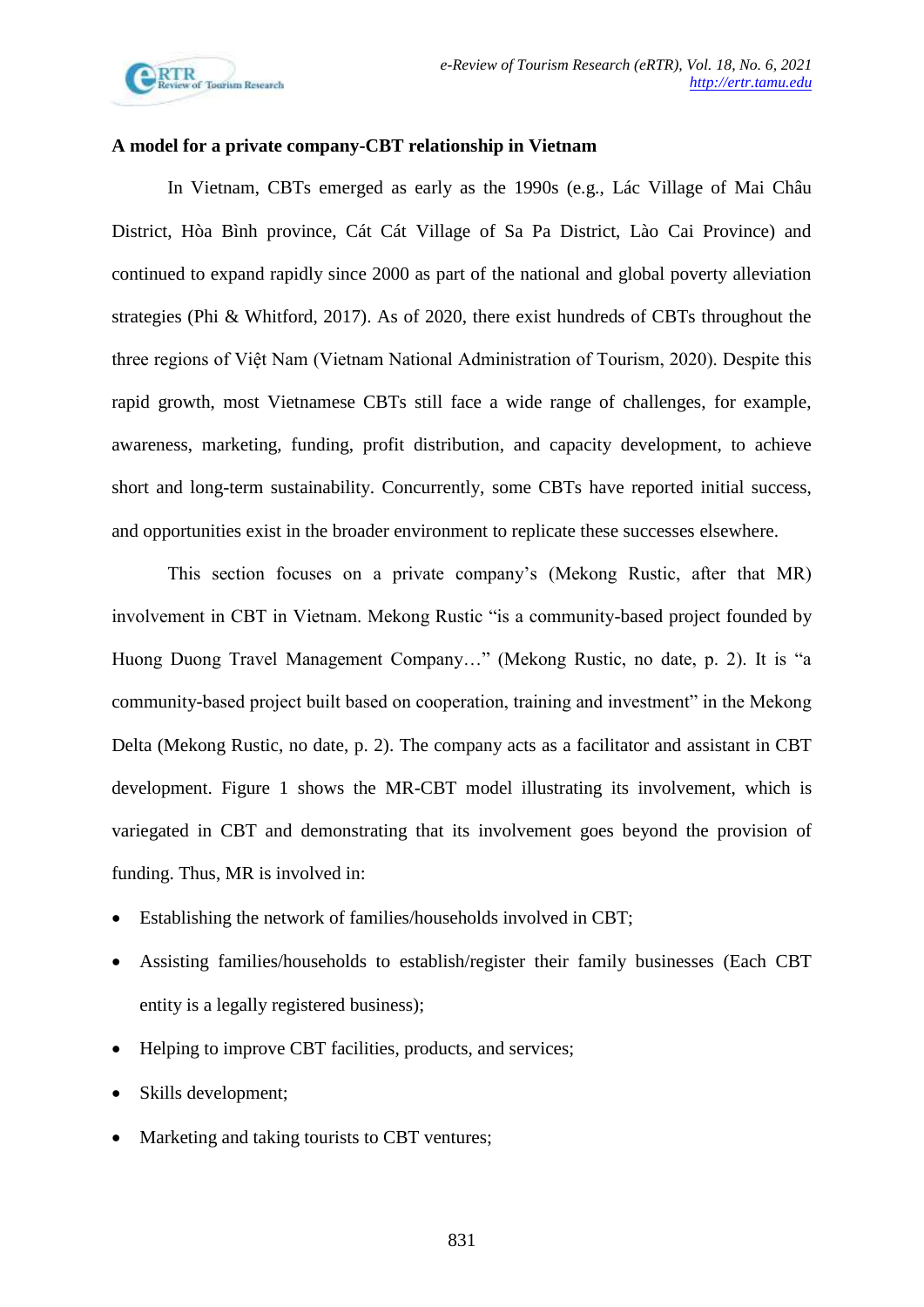**A model for a private company-CBT relationship in Vietnam**

In Vietnam, CBTs emerged as early as the 1990s (e.g., Lác Village of Mai Châu District, Hòa Bình province, Cát Cát Village of Sa Pa District, Lào Cai Province) and continued to expand rapidly since 2000 as part of the national and global poverty alleviation strategies (Phi & Whitford, 2017). As of 2020, there exist hundreds of CBTs throughout the three regions of Việt Nam (Vietnam National Administration of Tourism, 2020). Despite this rapid growth, most Vietnamese CBTs still face a wide range of challenges, for example, awareness, marketing, funding, profit distribution, and capacity development, to achieve short and long-term sustainability. Concurrently, some CBTs have reported initial success, and opportunities exist in the broader environment to replicate these successes elsewhere.

This section focuses on a private company's (Mekong Rustic, after that MR) involvement in CBT in Vietnam. Mekong Rustic "is a community-based project founded by Huong Duong Travel Management Company…" (Mekong Rustic, no date, p. 2). It is "a community-based project built based on cooperation, training and investment" in the Mekong Delta (Mekong Rustic, no date, p. 2). The company acts as a facilitator and assistant in CBT development. Figure 1 shows the MR-CBT model illustrating its involvement, which is variegated in CBT and demonstrating that its involvement goes beyond the provision of funding. Thus, MR is involved in:

- Establishing the network of families/households involved in CBT;
- Assisting families/households to establish/register their family businesses (Each CBT entity is a legally registered business);
- Helping to improve CBT facilities, products, and services;
- Skills development;
- Marketing and taking tourists to CBT ventures;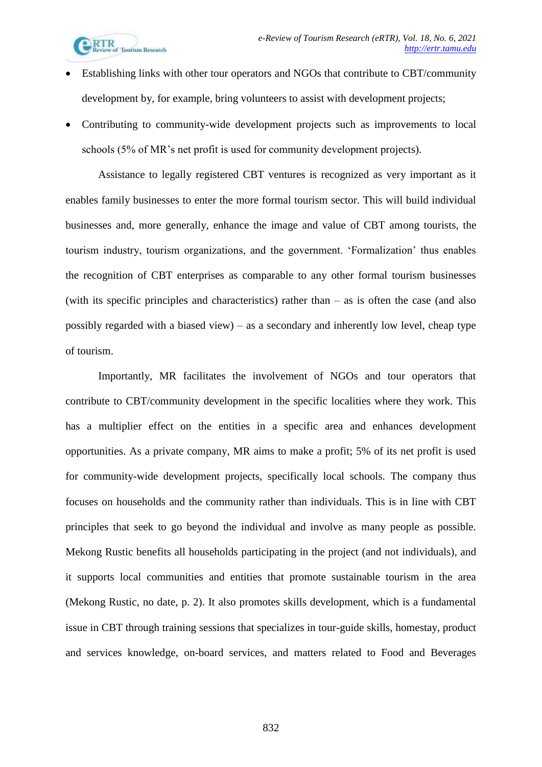- Establishing links with other tour operators and NGOs that contribute to CBT/community development by, for example, bring volunteers to assist with development projects;
- Contributing to community-wide development projects such as improvements to local schools (5% of MR's net profit is used for community development projects).

Assistance to legally registered CBT ventures is recognized as very important as it enables family businesses to enter the more formal tourism sector. This will build individual businesses and, more generally, enhance the image and value of CBT among tourists, the tourism industry, tourism organizations, and the government. 'Formalization' thus enables the recognition of CBT enterprises as comparable to any other formal tourism businesses (with its specific principles and characteristics) rather than – as is often the case (and also possibly regarded with a biased view) – as a secondary and inherently low level, cheap type of tourism.

Importantly, MR facilitates the involvement of NGOs and tour operators that contribute to CBT/community development in the specific localities where they work. This has a multiplier effect on the entities in a specific area and enhances development opportunities. As a private company, MR aims to make a profit; 5% of its net profit is used for community-wide development projects, specifically local schools. The company thus focuses on households and the community rather than individuals. This is in line with CBT principles that seek to go beyond the individual and involve as many people as possible. Mekong Rustic benefits all households participating in the project (and not individuals), and it supports local communities and entities that promote sustainable tourism in the area (Mekong Rustic, no date, p. 2). It also promotes skills development, which is a fundamental issue in CBT through training sessions that specializes in tour-guide skills, homestay, product and services knowledge, on-board services, and matters related to Food and Beverages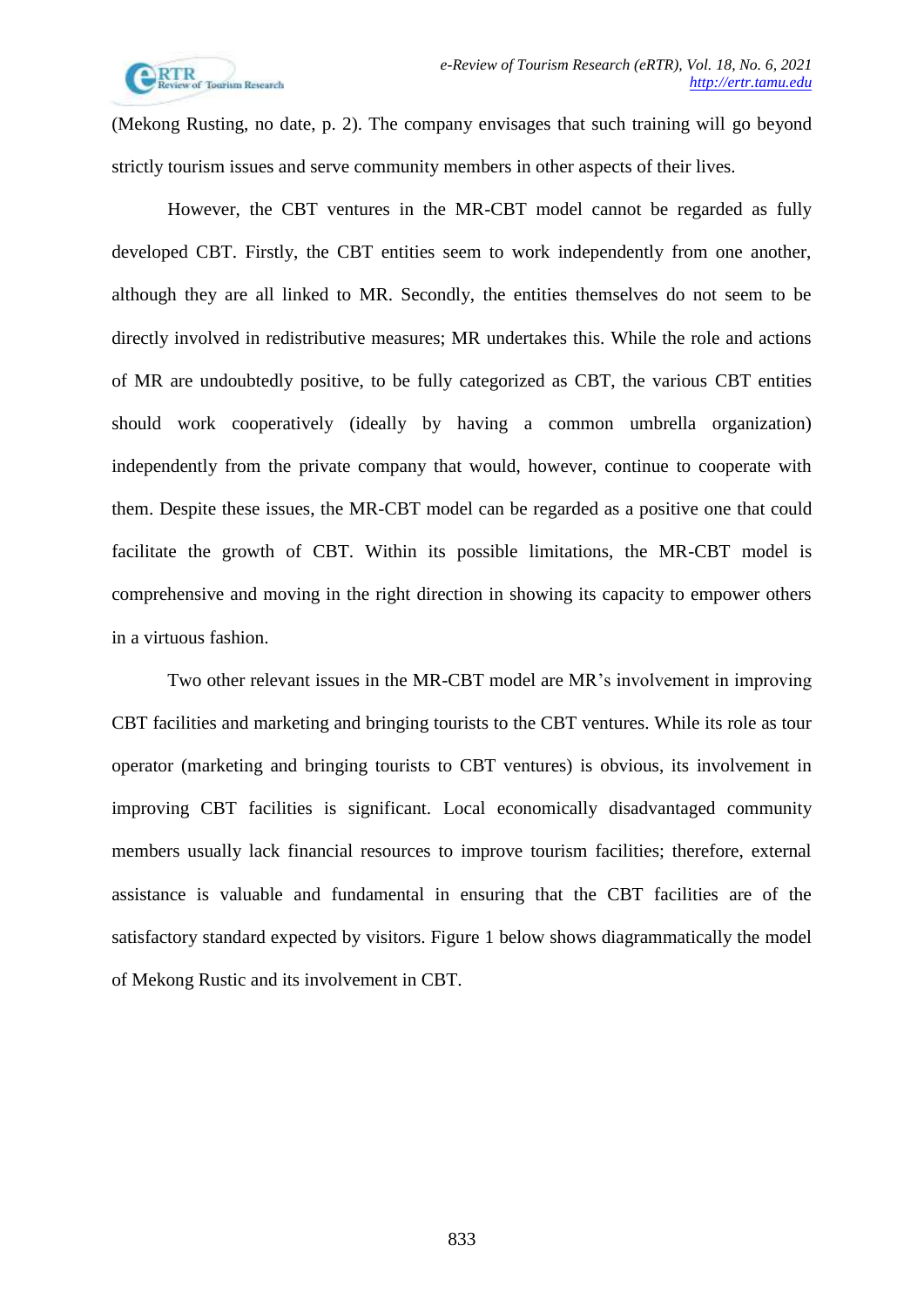(Mekong Rusting, no date, p. 2). The company envisages that such training will go beyond strictly tourism issues and serve community members in other aspects of their lives.

However, the CBT ventures in the MR-CBT model cannot be regarded as fully developed CBT. Firstly, the CBT entities seem to work independently from one another, although they are all linked to MR. Secondly, the entities themselves do not seem to be directly involved in redistributive measures; MR undertakes this. While the role and actions of MR are undoubtedly positive, to be fully categorized as CBT, the various CBT entities should work cooperatively (ideally by having a common umbrella organization) independently from the private company that would, however, continue to cooperate with them. Despite these issues, the MR-CBT model can be regarded as a positive one that could facilitate the growth of CBT. Within its possible limitations, the MR-CBT model is comprehensive and moving in the right direction in showing its capacity to empower others in a virtuous fashion.

Two other relevant issues in the MR-CBT model are MR's involvement in improving CBT facilities and marketing and bringing tourists to the CBT ventures. While its role as tour operator (marketing and bringing tourists to CBT ventures) is obvious, its involvement in improving CBT facilities is significant. Local economically disadvantaged community members usually lack financial resources to improve tourism facilities; therefore, external assistance is valuable and fundamental in ensuring that the CBT facilities are of the satisfactory standard expected by visitors. Figure 1 below shows diagrammatically the model of Mekong Rustic and its involvement in CBT.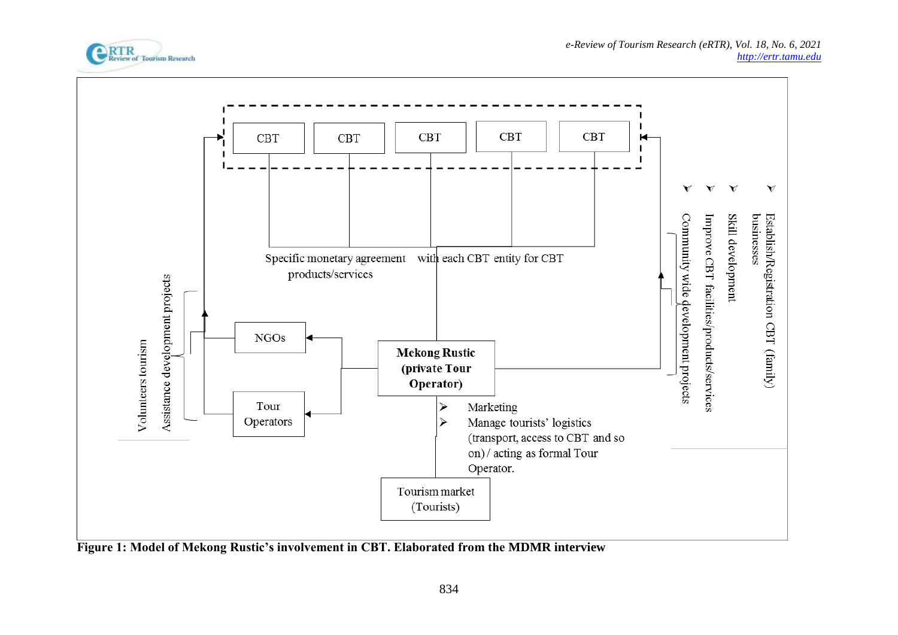CBT | CBT | CBT | CBT | CBT

Specific monetary agreement with each CBT entity for CBT products/services

Volunteers tourism

Assistance development projects

NGOs

Tour Operators

**Mekong Rustic (private Tour Operator)**

- Establish/Registration CBT (family) businesses
- Skill development
- Improve CBT facilities/products/services
- Community wide development projects

- Marketing
- Manage tourists' logistics (transport, access to CBT and so on) / acting as formal Tour Operator.

Tourism market (Tourists)

**Figure 1: Model of Mekong Rustic's involvement in CBT. Elaborated from the MDMR interview**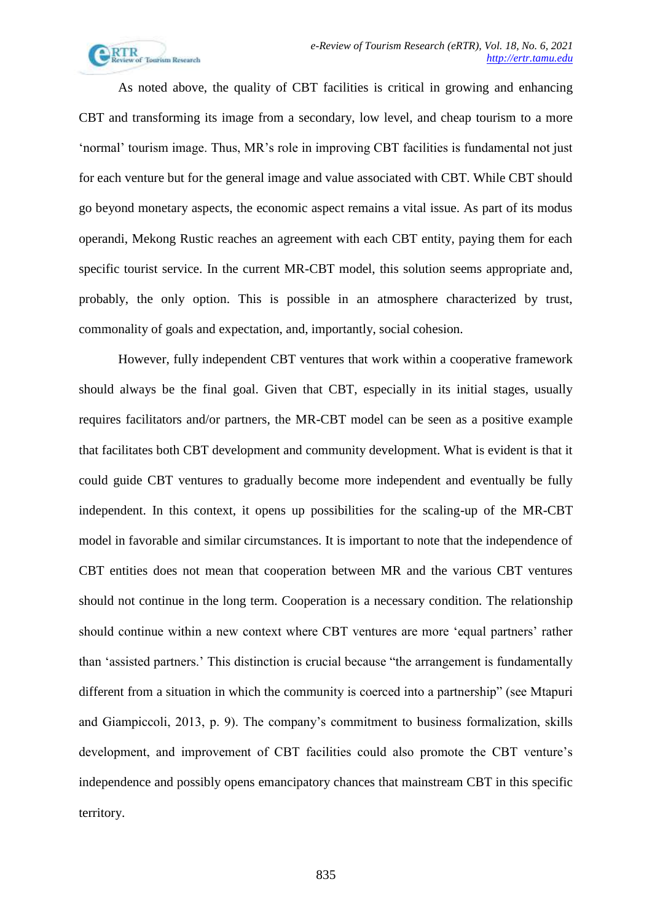As noted above, the quality of CBT facilities is critical in growing and enhancing CBT and transforming its image from a secondary, low level, and cheap tourism to a more 'normal' tourism image. Thus, MR's role in improving CBT facilities is fundamental not just for each venture but for the general image and value associated with CBT. While CBT should go beyond monetary aspects, the economic aspect remains a vital issue. As part of its modus operandi, Mekong Rustic reaches an agreement with each CBT entity, paying them for each specific tourist service. In the current MR-CBT model, this solution seems appropriate and, probably, the only option. This is possible in an atmosphere characterized by trust, commonality of goals and expectation, and, importantly, social cohesion.

However, fully independent CBT ventures that work within a cooperative framework should always be the final goal. Given that CBT, especially in its initial stages, usually requires facilitators and/or partners, the MR-CBT model can be seen as a positive example that facilitates both CBT development and community development. What is evident is that it could guide CBT ventures to gradually become more independent and eventually be fully independent. In this context, it opens up possibilities for the scaling-up of the MR-CBT model in favorable and similar circumstances. It is important to note that the independence of CBT entities does not mean that cooperation between MR and the various CBT ventures should not continue in the long term. Cooperation is a necessary condition. The relationship should continue within a new context where CBT ventures are more 'equal partners' rather than 'assisted partners.' This distinction is crucial because "the arrangement is fundamentally different from a situation in which the community is coerced into a partnership" (see Mtapuri and Giampiccoli, 2013, p. 9). The company's commitment to business formalization, skills development, and improvement of CBT facilities could also promote the CBT venture's independence and possibly opens emancipatory chances that mainstream CBT in this specific territory.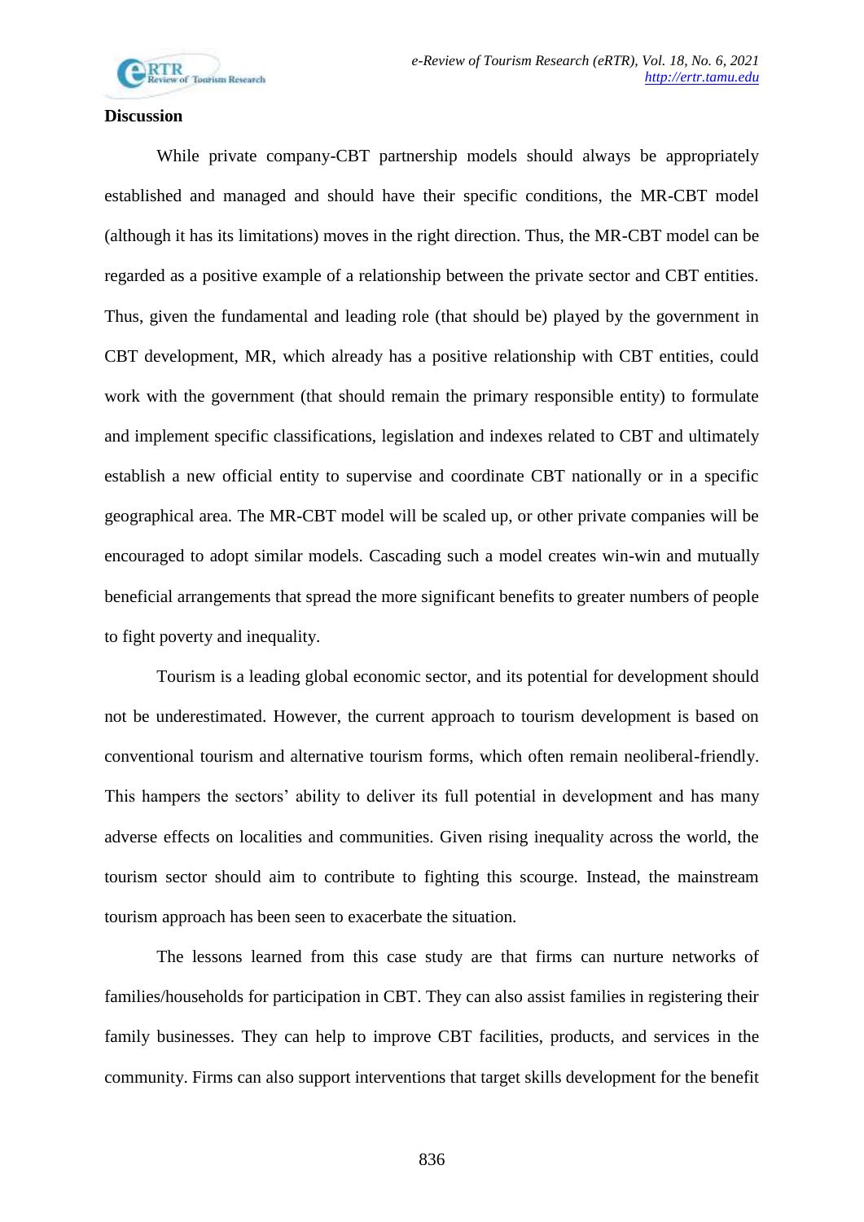## Discussion

While private company-CBT partnership models should always be appropriately established and managed and should have their specific conditions, the MR-CBT model (although it has its limitations) moves in the right direction. Thus, the MR-CBT model can be regarded as a positive example of a relationship between the private sector and CBT entities. Thus, given the fundamental and leading role (that should be) played by the government in CBT development, MR, which already has a positive relationship with CBT entities, could work with the government (that should remain the primary responsible entity) to formulate and implement specific classifications, legislation and indexes related to CBT and ultimately establish a new official entity to supervise and coordinate CBT nationally or in a specific geographical area. The MR-CBT model will be scaled up, or other private companies will be encouraged to adopt similar models. Cascading such a model creates win-win and mutually beneficial arrangements that spread the more significant benefits to greater numbers of people to fight poverty and inequality.

Tourism is a leading global economic sector, and its potential for development should not be underestimated. However, the current approach to tourism development is based on conventional tourism and alternative tourism forms, which often remain neoliberal-friendly. This hampers the sectors' ability to deliver its full potential in development and has many adverse effects on localities and communities. Given rising inequality across the world, the tourism sector should aim to contribute to fighting this scourge. Instead, the mainstream tourism approach has been seen to exacerbate the situation.

The lessons learned from this case study are that firms can nurture networks of families/households for participation in CBT. They can also assist families in registering their family businesses. They can help to improve CBT facilities, products, and services in the community. Firms can also support interventions that target skills development for the benefit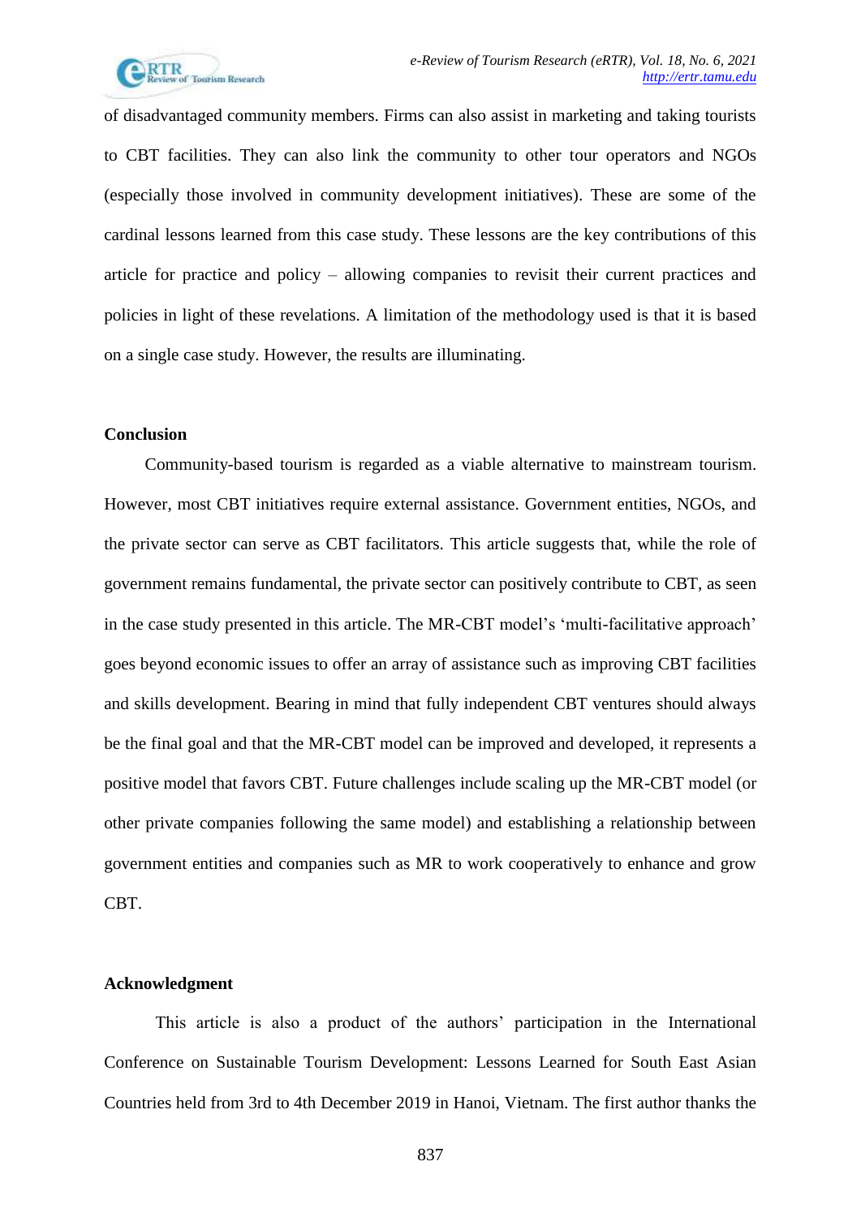of disadvantaged community members. Firms can also assist in marketing and taking tourists to CBT facilities. They can also link the community to other tour operators and NGOs (especially those involved in community development initiatives). These are some of the cardinal lessons learned from this case study. These lessons are the key contributions of this article for practice and policy – allowing companies to revisit their current practices and policies in light of these revelations. A limitation of the methodology used is that it is based on a single case study. However, the results are illuminating.

**Conclusion**

Community-based tourism is regarded as a viable alternative to mainstream tourism. However, most CBT initiatives require external assistance. Government entities, NGOs, and the private sector can serve as CBT facilitators. This article suggests that, while the role of government remains fundamental, the private sector can positively contribute to CBT, as seen in the case study presented in this article. The MR-CBT model's 'multi-facilitative approach' goes beyond economic issues to offer an array of assistance such as improving CBT facilities and skills development. Bearing in mind that fully independent CBT ventures should always be the final goal and that the MR-CBT model can be improved and developed, it represents a positive model that favors CBT. Future challenges include scaling up the MR-CBT model (or other private companies following the same model) and establishing a relationship between government entities and companies such as MR to work cooperatively to enhance and grow CBT.

**Acknowledgment**

This article is also a product of the authors' participation in the International Conference on Sustainable Tourism Development: Lessons Learned for South East Asian Countries held from 3rd to 4th December 2019 in Hanoi, Vietnam. The first author thanks the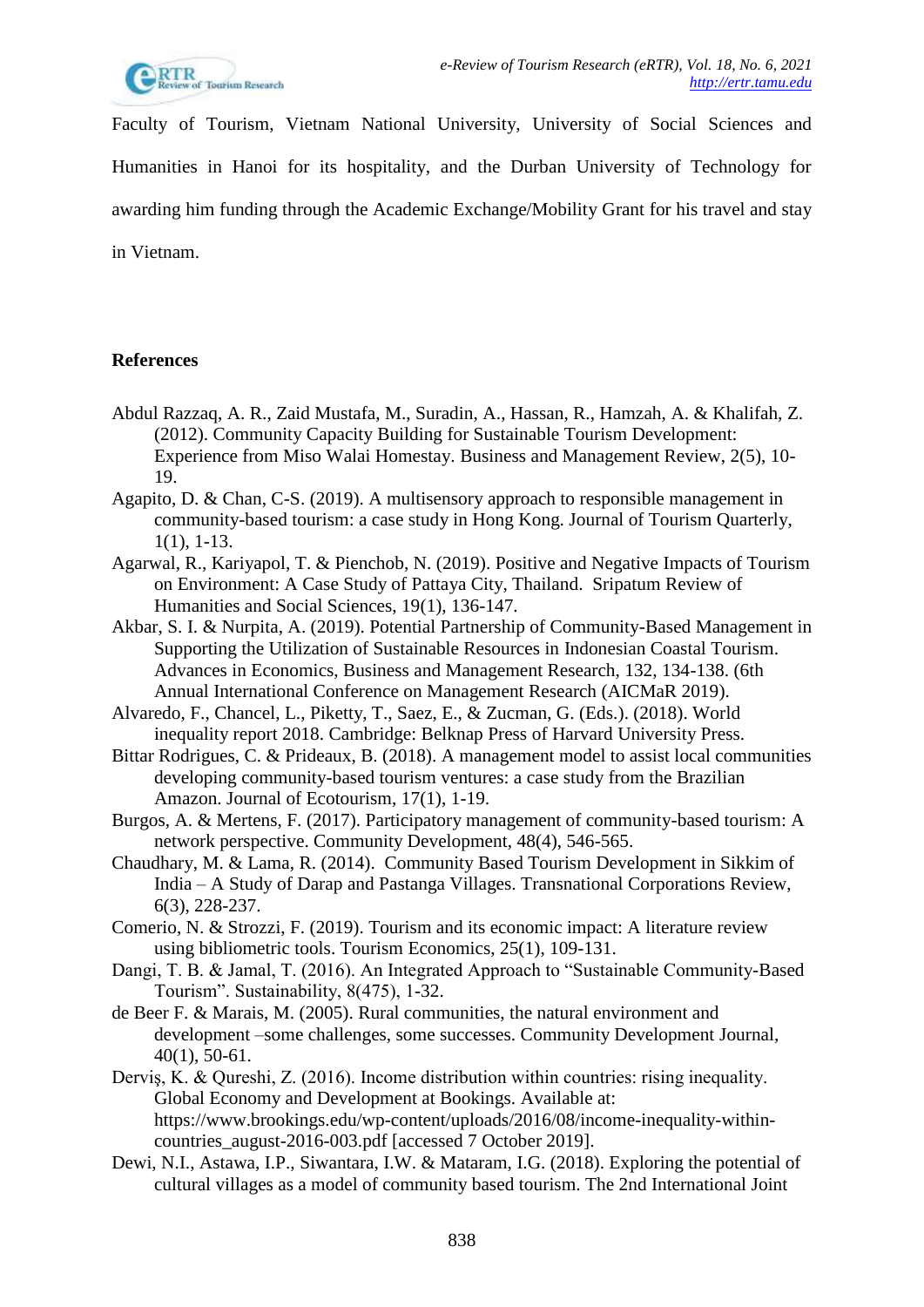Faculty of Tourism, Vietnam National University, University of Social Sciences and Humanities in Hanoi for its hospitality, and the Durban University of Technology for awarding him funding through the Academic Exchange/Mobility Grant for his travel and stay in Vietnam.

**References**

Abdul Razzaq, A. R., Zaid Mustafa, M., Suradin, A., Hassan, R., Hamzah, A. & Khalifah, Z. (2012). Community Capacity Building for Sustainable Tourism Development: Experience from Miso Walai Homestay. Business and Management Review, 2(5), 10-19.

Agapito, D. & Chan, C-S. (2019). A multisensory approach to responsible management in community-based tourism: a case study in Hong Kong. Journal of Tourism Quarterly, 1(1), 1-13.

Agarwal, R., Kariyapol, T. & Pienchob, N. (2019). Positive and Negative Impacts of Tourism on Environment: A Case Study of Pattaya City, Thailand. Sripatum Review of Humanities and Social Sciences, 19(1), 136-147.

Akbar, S. I. & Nurpita, A. (2019). Potential Partnership of Community-Based Management in Supporting the Utilization of Sustainable Resources in Indonesian Coastal Tourism. Advances in Economics, Business and Management Research, 132, 134-138. (6th Annual International Conference on Management Research (AICMaR 2019).

Alvaredo, F., Chancel, L., Piketty, T., Saez, E., & Zucman, G. (Eds.). (2018). World inequality report 2018. Cambridge: Belknap Press of Harvard University Press.

Bittar Rodrigues, C. & Prideaux, B. (2018). A management model to assist local communities developing community-based tourism ventures: a case study from the Brazilian Amazon. Journal of Ecotourism, 17(1), 1-19.

Burgos, A. & Mertens, F. (2017). Participatory management of community-based tourism: A network perspective. Community Development, 48(4), 546-565.

Chaudhary, M. & Lama, R. (2014). Community Based Tourism Development in Sikkim of India – A Study of Darap and Pastanga Villages. Transnational Corporations Review, 6(3), 228-237.

Comerio, N. & Strozzi, F. (2019). Tourism and its economic impact: A literature review using bibliometric tools. Tourism Economics, 25(1), 109-131.

Dangi, T. B. & Jamal, T. (2016). An Integrated Approach to "Sustainable Community-Based Tourism". Sustainability, 8(475), 1-32.

de Beer F. & Marais, M. (2005). Rural communities, the natural environment and development –some challenges, some successes. Community Development Journal, 40(1), 50-61.

Derviş, K. & Qureshi, Z. (2016). Income distribution within countries: rising inequality. Global Economy and Development at Bookings. Available at: https://www.brookings.edu/wp-content/uploads/2016/08/income-inequality-within-countries_august-2016-003.pdf [accessed 7 October 2019].

Dewi, N.I., Astawa, I.P., Siwantara, I.W. & Mataram, I.G. (2018). Exploring the potential of cultural villages as a model of community based tourism. The 2nd International Joint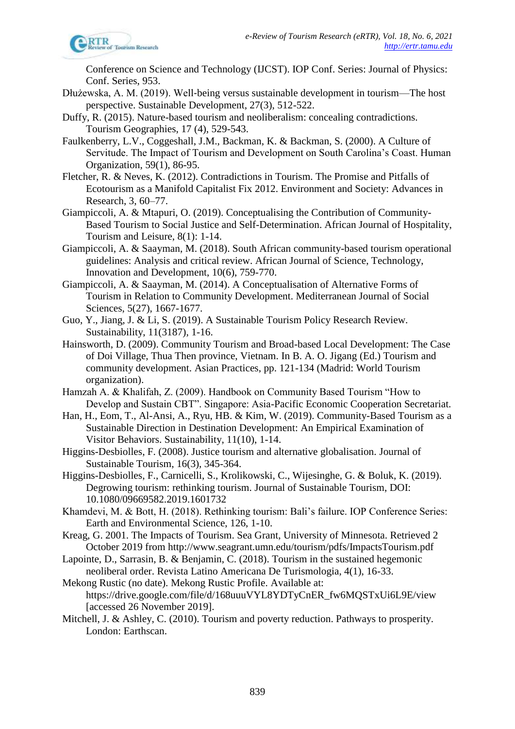Conference on Science and Technology (IJCST). IOP Conf. Series: Journal of Physics: Conf. Series, 953.

Dłużewska, A. M. (2019). Well-being versus sustainable development in tourism—The host perspective. Sustainable Development, 27(3), 512-522.

Duffy, R. (2015). Nature-based tourism and neoliberalism: concealing contradictions. Tourism Geographies, 17 (4), 529-543.

Faulkenberry, L.V., Coggeshall, J.M., Backman, K. & Backman, S. (2000). A Culture of Servitude. The Impact of Tourism and Development on South Carolina's Coast. Human Organization, 59(1), 86-95.

Fletcher, R. & Neves, K. (2012). Contradictions in Tourism. The Promise and Pitfalls of Ecotourism as a Manifold Capitalist Fix 2012. Environment and Society: Advances in Research, 3, 60–77.

Giampiccoli, A. & Mtapuri, O. (2019). Conceptualising the Contribution of Community-Based Tourism to Social Justice and Self-Determination. African Journal of Hospitality, Tourism and Leisure, 8(1): 1-14.

Giampiccoli, A. & Saayman, M. (2018). South African community-based tourism operational guidelines: Analysis and critical review. African Journal of Science, Technology, Innovation and Development, 10(6), 759-770.

Giampiccoli, A. & Saayman, M. (2014). A Conceptualisation of Alternative Forms of Tourism in Relation to Community Development. Mediterranean Journal of Social Sciences, 5(27), 1667-1677.

Guo, Y., Jiang, J. & Li, S. (2019). A Sustainable Tourism Policy Research Review. Sustainability, 11(3187), 1-16.

Hainsworth, D. (2009). Community Tourism and Broad-based Local Development: The Case of Doi Village, Thua Then province, Vietnam. In B. A. O. Jigang (Ed.) Tourism and community development. Asian Practices, pp. 121-134 (Madrid: World Tourism organization).

Hamzah A. & Khalifah, Z. (2009). Handbook on Community Based Tourism "How to Develop and Sustain CBT". Singapore: Asia-Pacific Economic Cooperation Secretariat.

Han, H., Eom, T., Al-Ansi, A., Ryu, HB. & Kim, W. (2019). Community-Based Tourism as a Sustainable Direction in Destination Development: An Empirical Examination of Visitor Behaviors. Sustainability, 11(10), 1-14.

Higgins-Desbiolles, F. (2008). Justice tourism and alternative globalisation. Journal of Sustainable Tourism, 16(3), 345-364.

Higgins-Desbiolles, F., Carnicelli, S., Krolikowski, C., Wijesinghe, G. & Boluk, K. (2019). Degrowing tourism: rethinking tourism. Journal of Sustainable Tourism, DOI: 10.1080/09669582.2019.1601732

Khamdevi, M. & Bott, H. (2018). Rethinking tourism: Bali's failure. IOP Conference Series: Earth and Environmental Science, 126, 1-10.

Kreag, G. 2001. The Impacts of Tourism. Sea Grant, University of Minnesota. Retrieved 2 October 2019 from http://www.seagrant.umn.edu/tourism/pdfs/ImpactsTourism.pdf

Lapointe, D., Sarrasin, B. & Benjamin, C. (2018). Tourism in the sustained hegemonic neoliberal order. Revista Latino Americana De Turismologia, 4(1), 16-33.

Mekong Rustic (no date). Mekong Rustic Profile. Available at: https://drive.google.com/file/d/168uuuVYL8YDTyCnER_fw6MQSTxUi6L9E/view [accessed 26 November 2019].

Mitchell, J. & Ashley, C. (2010). Tourism and poverty reduction. Pathways to prosperity. London: Earthscan.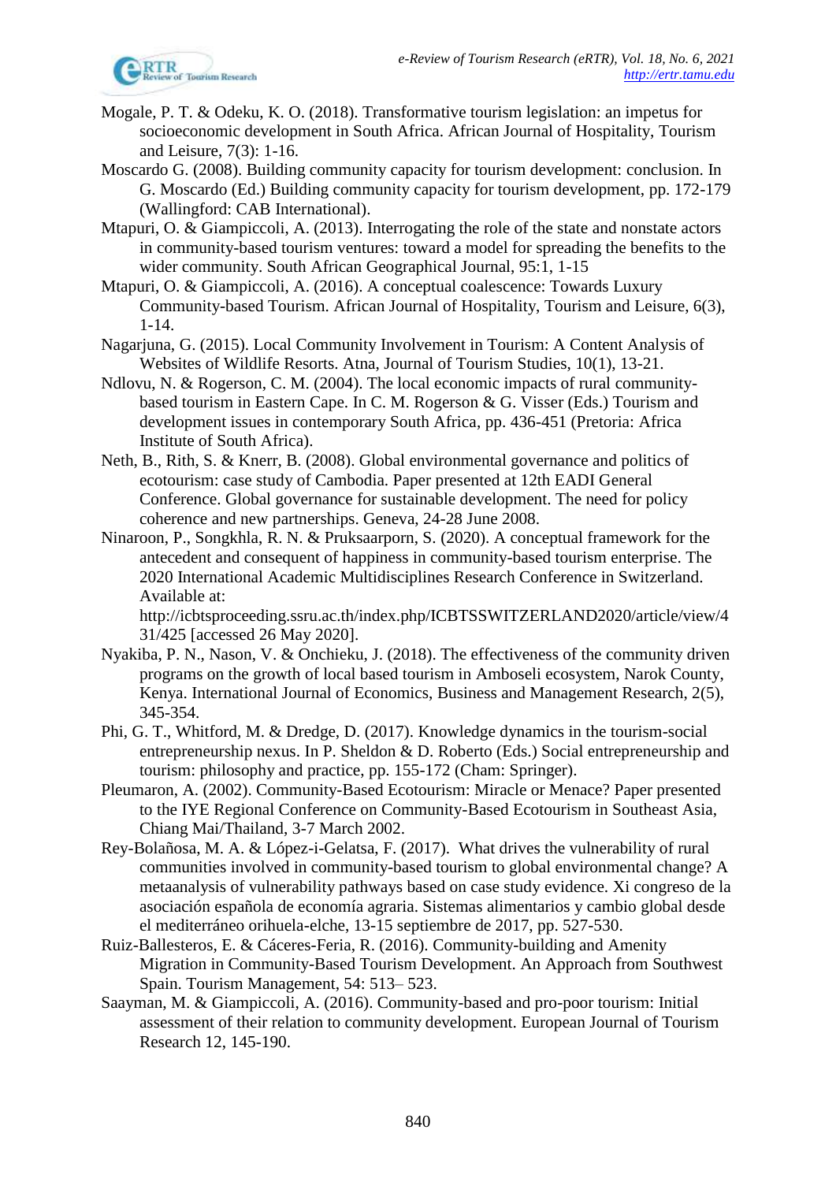Mogale, P. T. & Odeku, K. O. (2018). Transformative tourism legislation: an impetus for socioeconomic development in South Africa. African Journal of Hospitality, Tourism and Leisure, 7(3): 1-16.

Moscardo G. (2008). Building community capacity for tourism development: conclusion. In G. Moscardo (Ed.) Building community capacity for tourism development, pp. 172-179 (Wallingford: CAB International).

Mtapuri, O. & Giampiccoli, A. (2013). Interrogating the role of the state and nonstate actors in community-based tourism ventures: toward a model for spreading the benefits to the wider community. South African Geographical Journal, 95:1, 1-15

Mtapuri, O. & Giampiccoli, A. (2016). A conceptual coalescence: Towards Luxury Community-based Tourism. African Journal of Hospitality, Tourism and Leisure, 6(3), 1-14.

Nagarjuna, G. (2015). Local Community Involvement in Tourism: A Content Analysis of Websites of Wildlife Resorts. Atna, Journal of Tourism Studies, 10(1), 13-21.

Ndlovu, N. & Rogerson, C. M. (2004). The local economic impacts of rural community-based tourism in Eastern Cape. In C. M. Rogerson & G. Visser (Eds.) Tourism and development issues in contemporary South Africa, pp. 436-451 (Pretoria: Africa Institute of South Africa).

Neth, B., Rith, S. & Knerr, B. (2008). Global environmental governance and politics of ecotourism: case study of Cambodia. Paper presented at 12th EADI General Conference. Global governance for sustainable development. The need for policy coherence and new partnerships. Geneva, 24-28 June 2008.

Ninaroon, P., Songkhla, R. N. & Pruksaarporn, S. (2020). A conceptual framework for the antecedent and consequent of happiness in community-based tourism enterprise. The 2020 International Academic Multidisciplines Research Conference in Switzerland. Available at: http://icbtsproceeding.ssru.ac.th/index.php/ICBTSSWITZERLAND2020/article/view/431/425 [accessed 26 May 2020].

Nyakiba, P. N., Nason, V. & Onchieku, J. (2018). The effectiveness of the community driven programs on the growth of local based tourism in Amboseli ecosystem, Narok County, Kenya. International Journal of Economics, Business and Management Research, 2(5), 345-354.

Phi, G. T., Whitford, M. & Dredge, D. (2017). Knowledge dynamics in the tourism-social entrepreneurship nexus. In P. Sheldon & D. Roberto (Eds.) Social entrepreneurship and tourism: philosophy and practice, pp. 155-172 (Cham: Springer).

Pleumaron, A. (2002). Community-Based Ecotourism: Miracle or Menace? Paper presented to the IYE Regional Conference on Community-Based Ecotourism in Southeast Asia, Chiang Mai/Thailand, 3-7 March 2002.

Rey-Bolañosa, M. A. & López-i-Gelatsa, F. (2017). What drives the vulnerability of rural communities involved in community-based tourism to global environmental change? A metaanalysis of vulnerability pathways based on case study evidence. Xi congreso de la asociación española de economía agraria. Sistemas alimentarios y cambio global desde el mediterráneo orihuela-elche, 13-15 septiembre de 2017, pp. 527-530.

Ruiz-Ballesteros, E. & Cáceres-Feria, R. (2016). Community-building and Amenity Migration in Community-Based Tourism Development. An Approach from Southwest Spain. Tourism Management, 54: 513– 523.

Saayman, M. & Giampiccoli, A. (2016). Community-based and pro-poor tourism: Initial assessment of their relation to community development. European Journal of Tourism Research 12, 145-190.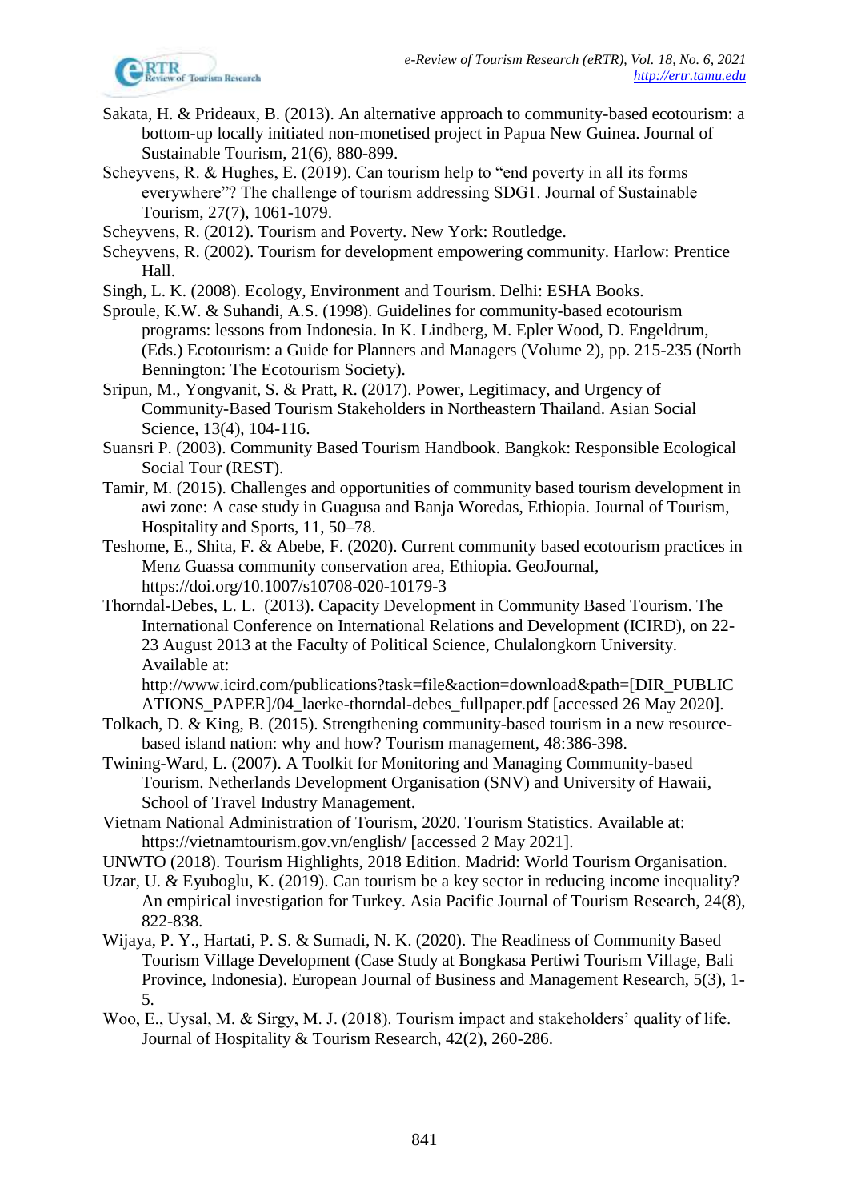Sakata, H. & Prideaux, B. (2013). An alternative approach to community-based ecotourism: a bottom-up locally initiated non-monetised project in Papua New Guinea. Journal of Sustainable Tourism, 21(6), 880-899.

Scheyvens, R. & Hughes, E. (2019). Can tourism help to "end poverty in all its forms everywhere"? The challenge of tourism addressing SDG1. Journal of Sustainable Tourism, 27(7), 1061-1079.

Scheyvens, R. (2012). Tourism and Poverty. New York: Routledge.

Scheyvens, R. (2002). Tourism for development empowering community. Harlow: Prentice Hall.

Singh, L. K. (2008). Ecology, Environment and Tourism. Delhi: ESHA Books.

Sproule, K.W. & Suhandi, A.S. (1998). Guidelines for community-based ecotourism programs: lessons from Indonesia. In K. Lindberg, M. Epler Wood, D. Engeldrum, (Eds.) Ecotourism: a Guide for Planners and Managers (Volume 2), pp. 215-235 (North Bennington: The Ecotourism Society).

Sripun, M., Yongvanit, S. & Pratt, R. (2017). Power, Legitimacy, and Urgency of Community-Based Tourism Stakeholders in Northeastern Thailand. Asian Social Science, 13(4), 104-116.

Suansri P. (2003). Community Based Tourism Handbook. Bangkok: Responsible Ecological Social Tour (REST).

Tamir, M. (2015). Challenges and opportunities of community based tourism development in awi zone: A case study in Guagusa and Banja Woredas, Ethiopia. Journal of Tourism, Hospitality and Sports, 11, 50–78.

Teshome, E., Shita, F. & Abebe, F. (2020). Current community based ecotourism practices in Menz Guassa community conservation area, Ethiopia. GeoJournal, https://doi.org/10.1007/s10708-020-10179-3

Thorndal-Debes, L. L. (2013). Capacity Development in Community Based Tourism. The International Conference on International Relations and Development (ICIRD), on 22-23 August 2013 at the Faculty of Political Science, Chulalongkorn University. Available at: http://www.icird.com/publications?task=file&action=download&path=[DIR_PUBLICATIONS_PAPER]/04_laerke-thorndal-debes_fullpaper.pdf [accessed 26 May 2020].

Tolkach, D. & King, B. (2015). Strengthening community-based tourism in a new resource-based island nation: why and how? Tourism management, 48:386-398.

Twining-Ward, L. (2007). A Toolkit for Monitoring and Managing Community-based Tourism. Netherlands Development Organisation (SNV) and University of Hawaii, School of Travel Industry Management.

Vietnam National Administration of Tourism, 2020. Tourism Statistics. Available at: https://vietnamtourism.gov.vn/english/ [accessed 2 May 2021].

UNWTO (2018). Tourism Highlights, 2018 Edition. Madrid: World Tourism Organisation.

Uzar, U. & Eyuboglu, K. (2019). Can tourism be a key sector in reducing income inequality? An empirical investigation for Turkey. Asia Pacific Journal of Tourism Research, 24(8), 822-838.

Wijaya, P. Y., Hartati, P. S. & Sumadi, N. K. (2020). The Readiness of Community Based Tourism Village Development (Case Study at Bongkasa Pertiwi Tourism Village, Bali Province, Indonesia). European Journal of Business and Management Research, 5(3), 1-5.

Woo, E., Uysal, M. & Sirgy, M. J. (2018). Tourism impact and stakeholders' quality of life. Journal of Hospitality & Tourism Research, 42(2), 260-286.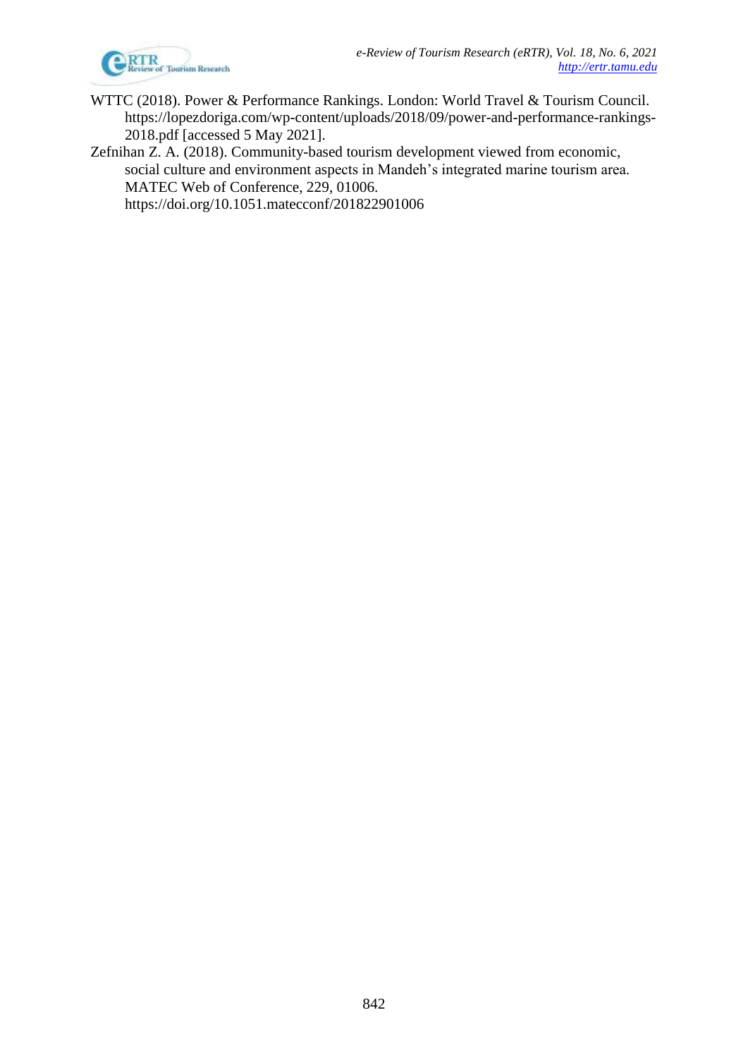WTTC (2018). Power & Performance Rankings. London: World Travel & Tourism Council. https://lopezdoriga.com/wp-content/uploads/2018/09/power-and-performance-rankings-2018.pdf [accessed 5 May 2021].

Zefnihan Z. A. (2018). Community-based tourism development viewed from economic, social culture and environment aspects in Mandeh's integrated marine tourism area. MATEC Web of Conference, 229, 01006. https://doi.org/10.1051.matecconf/201822901006